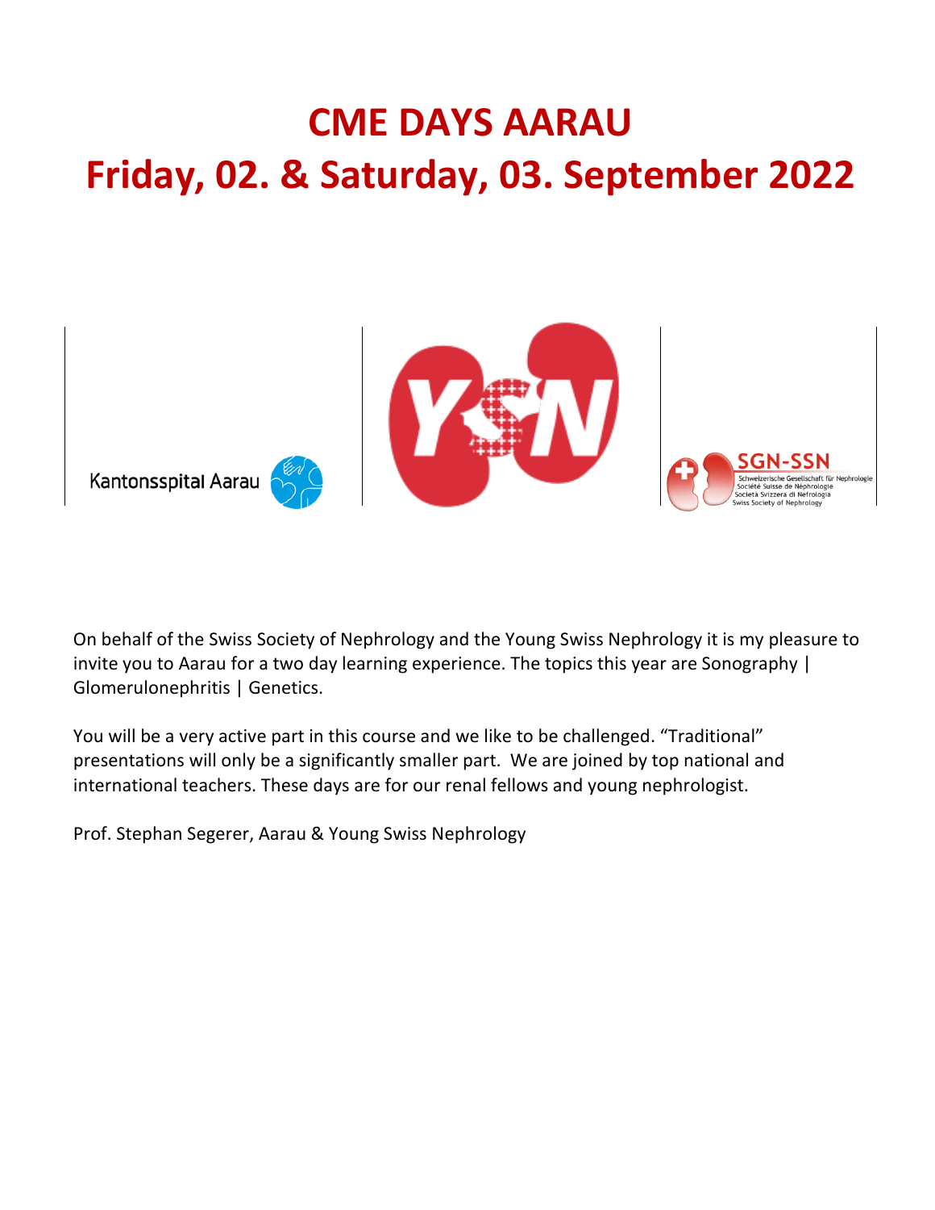# CME DAYS AARAU
# Friday, 02. & Saturday, 03. September 2022

Kantonsspital Aarau

SGN-SSN
Schweizerische Gesellschaft für Nephrologie
Société Suisse de Néphrologie
Società Svizzera di Nefrologia
Swiss Society of Nephrology

On behalf of the Swiss Society of Nephrology and the Young Swiss Nephrology it is my pleasure to invite you to Aarau for a two day learning experience. The topics this year are Sonography | Glomerulonephritis | Genetics.

You will be a very active part in this course and we like to be challenged. "Traditional" presentations will only be a significantly smaller part. We are joined by top national and international teachers. These days are for our renal fellows and young nephrologist.

Prof. Stephan Segerer, Aarau & Young Swiss Nephrology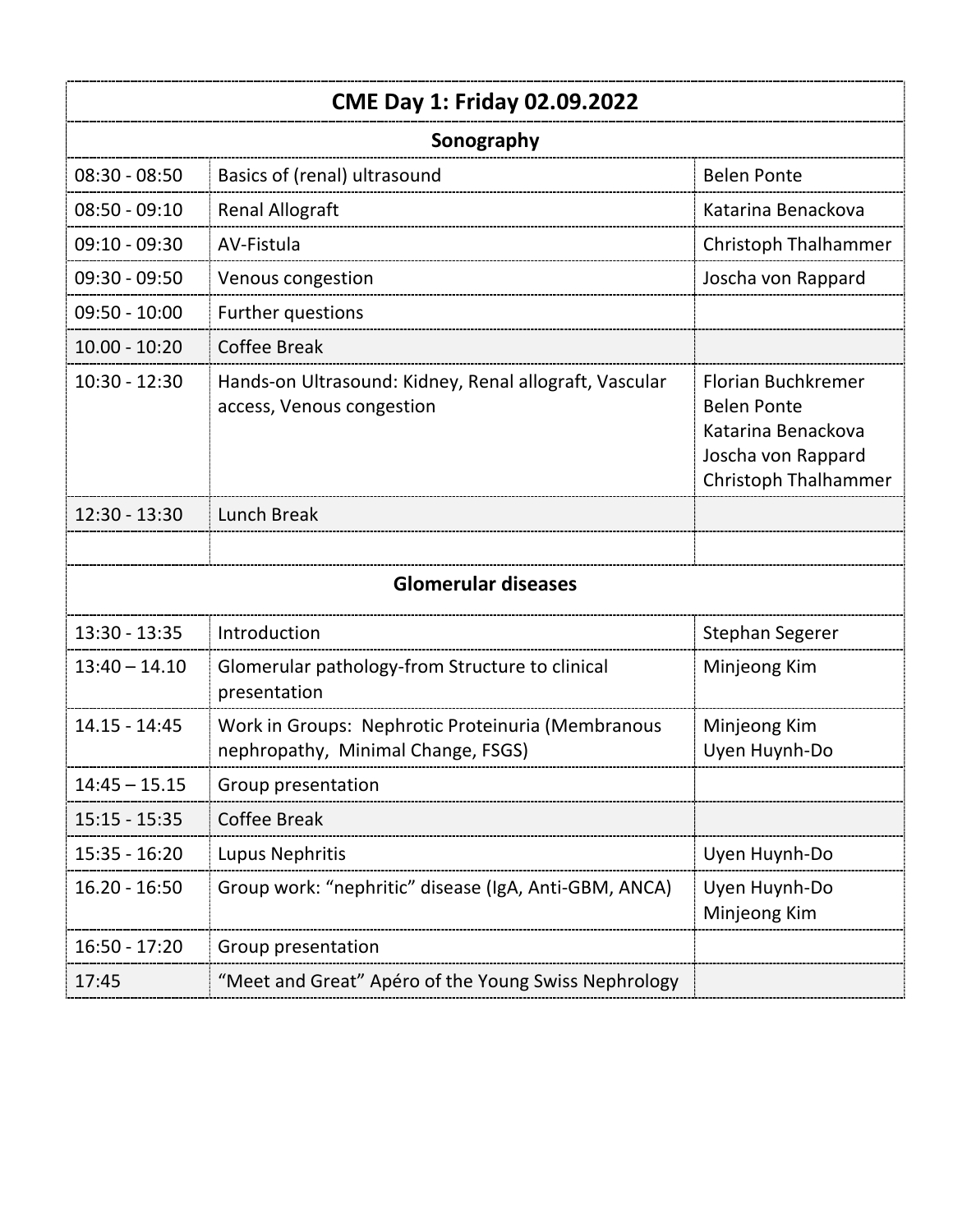| CME Day 1: Friday 02.09.2022 | | |
|---|---|---|
| **Sonography** | | |
| 08:30 - 08:50 | Basics of (renal) ultrasound | Belen Ponte |
| 08:50 - 09:10 | Renal Allograft | Katarina Benackova |
| 09:10 - 09:30 | AV-Fistula | Christoph Thalhammer |
| 09:30 - 09:50 | Venous congestion | Joscha von Rappard |
| 09:50 - 10:00 | Further questions | |
| 10.00 - 10:20 | Coffee Break | |
| 10:30 - 12:30 | Hands-on Ultrasound: Kidney, Renal allograft, Vascular access, Venous congestion | Florian Buchkremer<br>Belen Ponte<br>Katarina Benackova<br>Joscha von Rappard<br>Christoph Thalhammer |
| 12:30 - 13:30 | Lunch Break | |
| | | |
| **Glomerular diseases** | | |
| 13:30 - 13:35 | Introduction | Stephan Segerer |
| 13:40 – 14.10 | Glomerular pathology-from Structure to clinical presentation | Minjeong Kim |
| 14.15 - 14:45 | Work in Groups: Nephrotic Proteinuria (Membranous nephropathy, Minimal Change, FSGS) | Minjeong Kim<br>Uyen Huynh-Do |
| 14:45 – 15.15 | Group presentation | |
| 15:15 - 15:35 | Coffee Break | |
| 15:35 - 16:20 | Lupus Nephritis | Uyen Huynh-Do |
| 16.20 - 16:50 | Group work: "nephritic" disease (IgA, Anti-GBM, ANCA) | Uyen Huynh-Do<br>Minjeong Kim |
| 16:50 - 17:20 | Group presentation | |
| 17:45 | "Meet and Great" Apéro of the Young Swiss Nephrology | |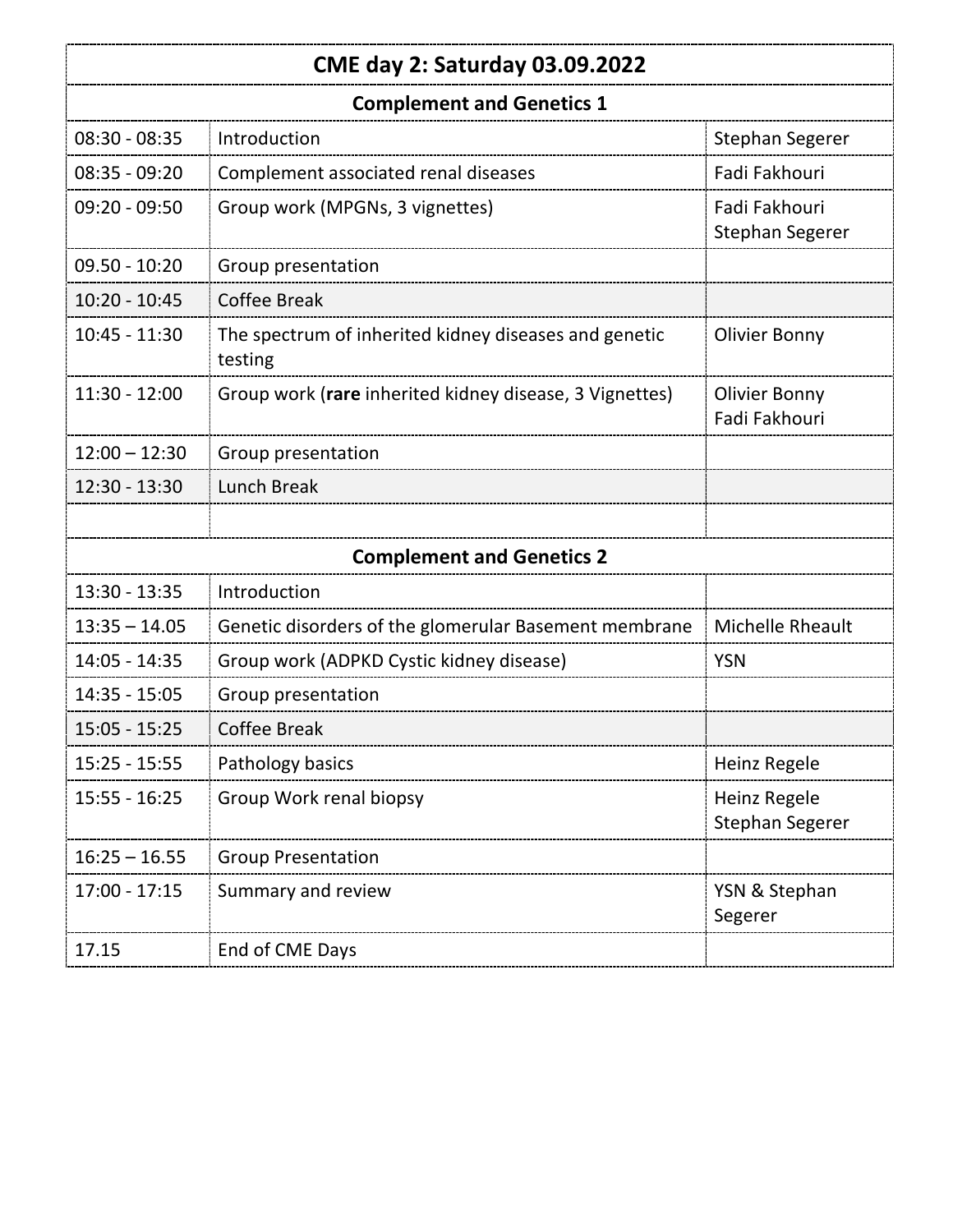| CME day 2: Saturday 03.09.2022 | | |
|---|---|---|
| **Complement and Genetics 1** | | |
| 08:30 - 08:35 | Introduction | Stephan Segerer |
| 08:35 - 09:20 | Complement associated renal diseases | Fadi Fakhouri |
| 09:20 - 09:50 | Group work (MPGNs, 3 vignettes) | Fadi Fakhouri Stephan Segerer |
| 09.50 - 10:20 | Group presentation | |
| 10:20 - 10:45 | Coffee Break | |
| 10:45 - 11:30 | The spectrum of inherited kidney diseases and genetic testing | Olivier Bonny |
| 11:30 - 12:00 | Group work (**rare** inherited kidney disease, 3 Vignettes) | Olivier Bonny Fadi Fakhouri |
| 12:00 – 12:30 | Group presentation | |
| 12:30 - 13:30 | Lunch Break | |
| | | |
| **Complement and Genetics 2** | | |
| 13:30 - 13:35 | Introduction | |
| 13:35 – 14.05 | Genetic disorders of the glomerular Basement membrane | Michelle Rheault |
| 14:05 - 14:35 | Group work (ADPKD Cystic kidney disease) | YSN |
| 14:35 - 15:05 | Group presentation | |
| 15:05 - 15:25 | Coffee Break | |
| 15:25 - 15:55 | Pathology basics | Heinz Regele |
| 15:55 - 16:25 | Group Work renal biopsy | Heinz Regele Stephan Segerer |
| 16:25 – 16.55 | Group Presentation | |
| 17:00 - 17:15 | Summary and review | YSN & Stephan Segerer |
| 17.15 | End of CME Days | |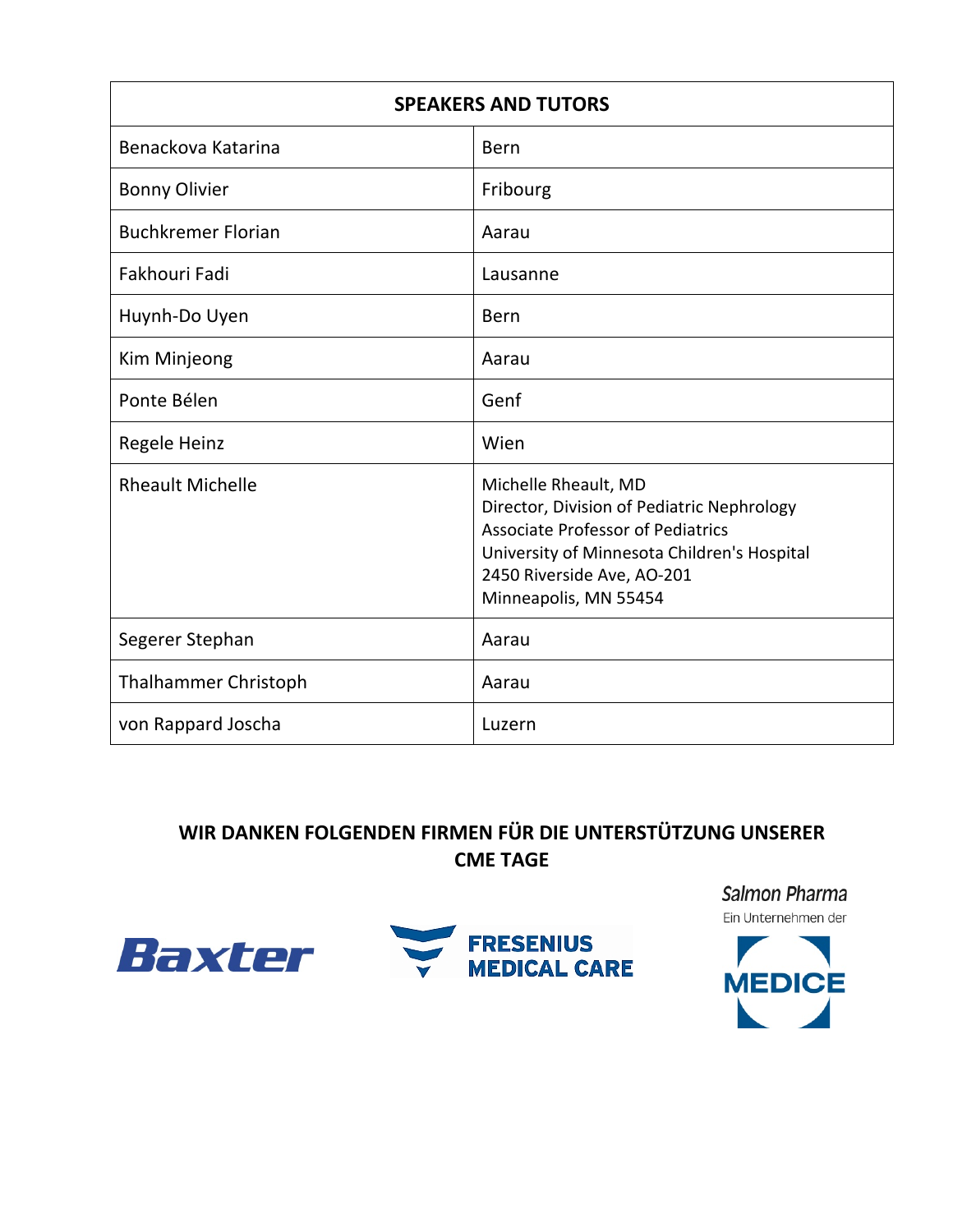| SPEAKERS AND TUTORS | |
|---|---|
| Benackova Katarina | Bern |
| Bonny Olivier | Fribourg |
| Buchkremer Florian | Aarau |
| Fakhouri Fadi | Lausanne |
| Huynh-Do Uyen | Bern |
| Kim Minjeong | Aarau |
| Ponte Bélen | Genf |
| Regele Heinz | Wien |
| Rheault Michelle | Michelle Rheault, MD<br>Director, Division of Pediatric Nephrology<br>Associate Professor of Pediatrics<br>University of Minnesota Children's Hospital<br>2450 Riverside Ave, AO-201<br>Minneapolis, MN 55454 |
| Segerer Stephan | Aarau |
| Thalhammer Christoph | Aarau |
| von Rappard Joscha | Luzern |

**WIR DANKEN FOLGENDEN FIRMEN FÜR DIE UNTERSTÜTZUNG UNSERER CME TAGE**

Baxter

FRESENIUS MEDICAL CARE

Salmon Pharma
Ein Unternehmen der
MEDICE